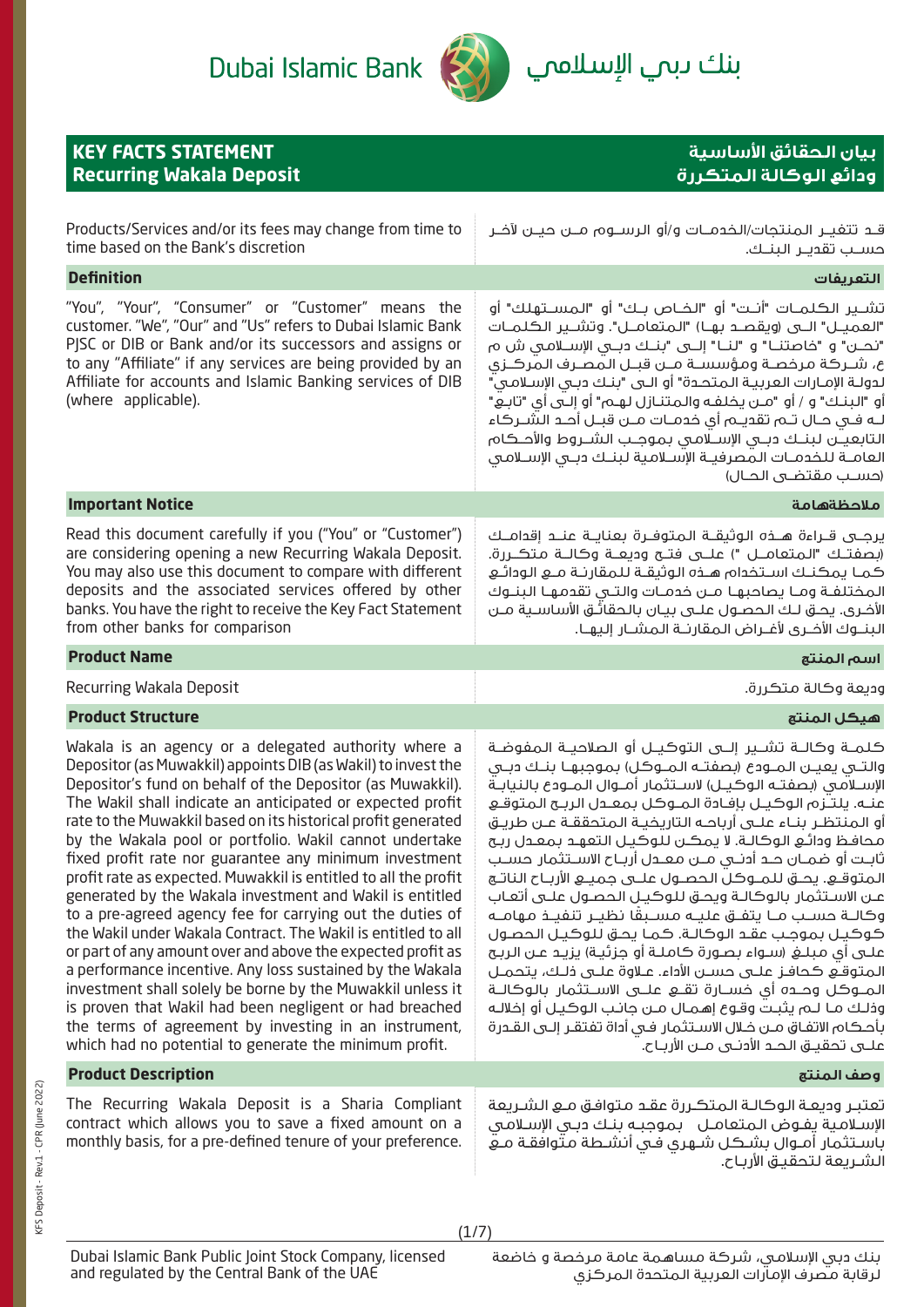Dubai Islamic Bank | بنك دبي الإسلامي

# KEY FACTS STATEMENT
# Recurring Wakala Deposit

# بيان الحقائق الأساسية
# ودائع الوكالة المتكررة

Products/Services and/or its fees may change from time to time based on the Bank's discretion

قد تتغير المنتجات/الخدمات و/أو الرسوم من حين لآخر حسب تقدير البنك.

## Definition

"You", "Your", "Consumer" or "Customer" means the customer. "We", "Our" and "Us" refers to Dubai Islamic Bank PJSC or DIB or Bank and/or its successors and assigns or to any "Affiliate" if any services are being provided by an Affiliate for accounts and Islamic Banking services of DIB (where applicable).

## التعريفات

تشير الكلمات "أنت" أو "الخاص بك" أو "المستهلك" أو "العميل" الى (ويقصد بها) "المتعامل". وتشير الكلمات "نحن" و "خاصتنا" و "لنا" إلى "بنك دبي الإسلامي ش م ع، شركة مرخصة ومؤسسة من قبل المصرف المركزي لدولة الإمارات العربية المتحدة" أو الى "بنك دبي الإسلامي" أو "البنك" و / أو "من يخلفه والمتنازل لهم" أو إلى أي "تابع" له في حال تم تقديم أي خدمات من قبل أحد الشركاء التابعين لبنك دبي الإسلامي بموجب الشروط والأحكام العامة للخدمات المصرفية الإسلامية لبنك دبي الإسلامي (حسب مقتضى الحال)

## Important Notice

Read this document carefully if you ("You" or "Customer") are considering opening a new Recurring Wakala Deposit. You may also use this document to compare with different deposits and the associated services offered by other banks. You have the right to receive the Key Fact Statement from other banks for comparison

## ملاحظةهامة

يرجى قراءة هذه الوثيقة المتوفرة بعناية عند إقدامك (بصفتك "المتعامل ") على فتح وديعة وكالة متكررة. كما يمكنك استخدام هذه الوثيقة للمقارنة مع الودائع المختلفة وما يصاحبها من خدمات والتي تقدمها البنوك الأخرى. يحق لك الحصول على بيان بالحقائق الأساسية من البنوك الأخرى لأغراض المقارنة المشار إليها.

## Product Name

Recurring Wakala Deposit

## اسم المنتج

وديعة وكالة متكررة.

## Product Structure

Wakala is an agency or a delegated authority where a Depositor (as Muwakkil) appoints DIB (as Wakil) to invest the Depositor's fund on behalf of the Depositor (as Muwakkil). The Wakil shall indicate an anticipated or expected profit rate to the Muwakkil based on its historical profit generated by the Wakala pool or portfolio. Wakil cannot undertake fixed profit rate nor guarantee any minimum investment profit rate as expected. Muwakkil is entitled to all the profit generated by the Wakala investment and Wakil is entitled to a pre-agreed agency fee for carrying out the duties of the Wakil under Wakala Contract. The Wakil is entitled to all or part of any amount over and above the expected profit as a performance incentive. Any loss sustained by the Wakala investment shall solely be borne by the Muwakkil unless it is proven that Wakil had been negligent or had breached the terms of agreement by investing in an instrument, which had no potential to generate the minimum profit.

## هيكل المنتج

كلمة وكالة تشير إلى التوكيل أو الصلاحية المفوضة والتي يعين المودع (بصفته الموكل) بموجبها بنك دبي الإسلامي (بصفته الوكيل) لاستثمار أموال المودع بالنيابة عنه. يلتزم الوكيل بإفادة الموكل بمعدل الربح المتوقع أو المنتظر بناء على أرباحه التاريخية المتحققة عن طريق محافظ ودائع الوكالة. لا يمكن للوكيل التعهد بمعدل ربح ثابت أو ضمان حد أدنى من معدل أرباح الاستثمار حسب المتوقع. يحق للموكل الحصول على جميع الأرباح الناتج عن الاستثمار بالوكالة ويحق للوكيل الحصول على أتعاب وكالة حسب ما يتفق عليه مسبقًا نظير تنفيذ مهامه كوكيل بموجب عقد الوكالة. كما يحق للوكيل الحصول على أي مبلغ (سواء بصورة كاملة أو جزئية) يزيد عن الربح المتوقع كحافز على حسن الأداء. علاوة على ذلك، يتحمل الموكل وحده أي خسارة تقع على الاستثمار بالوكالة وذلك ما لم يثبت وقوع إهمال من جانب الوكيل أو إخلاله بأحكام الاتفاق من خلال الاستثمار في أداة تفتقر إلى القدرة على تحقيق الحد الأدنى من الأرباح.

## Product Description

The Recurring Wakala Deposit is a Sharia Compliant contract which allows you to save a fixed amount on a monthly basis, for a pre-defined tenure of your preference.

## وصف المنتج

تعتبر وديعة الوكالة المتكررة عقد متوافق مع الشريعة الإسلامية يفوض المتعامل بموجبه بنك دبي الإسلامي باستثمار أموال بشكل شهري في أنشطة متوافقة مع الشريعة لتحقيق الأرباح.

Dubai Islamic Bank Public Joint Stock Company, licensed and regulated by the Central Bank of the UAE

بنك دبي الإسلامي، شركة مساهمة عامة مرخصة و خاضعة لرقابة مصرف الإمارات العربية المتحدة المركزي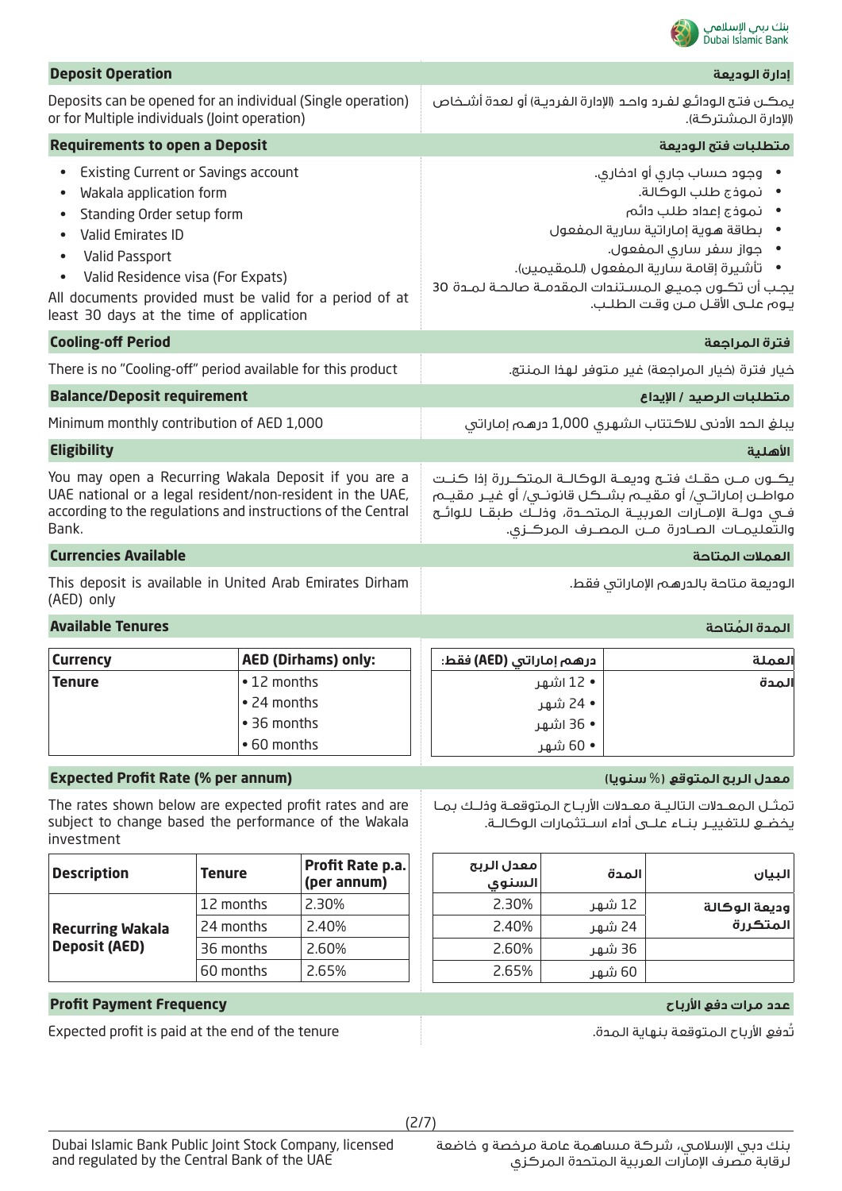## Deposit Operation

## إدارة الوديعة

Deposits can be opened for an individual (Single operation) or for Multiple individuals (Joint operation)

يمكن فتح الودائع لفرد واحد (الإدارة الفردية) أو لعدة أشخاص (الإدارة المشتركة).

## Requirements to open a Deposit

## متطلبات فتح الوديعة

- Existing Current or Savings account
- Wakala application form
- Standing Order setup form
- Valid Emirates ID
- Valid Passport
- Valid Residence visa (For Expats)

All documents provided must be valid for a period of at least 30 days at the time of application

- وجود حساب جاري أو ادخاري.
- نموذج طلب الوكالة.
- نموذج إعداد طلب دائم
- بطاقة هوية إماراتية سارية المفعول
- جواز سفر ساري المفعول.
- تأشيرة إقامة سارية المفعول (للمقيمين).

يجب أن تكون جميع المستندات المقدمة صالحة لمدة 30 يوم على الأقل من وقت الطلب.

## Cooling-off Period

## فترة المراجعة

There is no "Cooling-off" period available for this product

خيار فترة (خيار المراجعة) غير متوفر لهذا المنتج.

## Balance/Deposit requirement

## متطلبات الرصيد / الإيداع

Minimum monthly contribution of AED 1,000

يبلغ الحد الأدنى للاكتتاب الشهري 1,000 درهم إماراتي

## Eligibility

## الأهلية

You may open a Recurring Wakala Deposit if you are a UAE national or a legal resident/non-resident in the UAE, according to the regulations and instructions of the Central Bank.

يكون من حقك فتح وديعة الوكالة المتكررة إذا كنت مواطن إماراتي/ أو مقيم بشكل قانوني/ أو غير مقيم في دولة الإمارات العربية المتحدة، وذلك طبقا للوائح والتعليمات الصادرة من المصرف المركزي.

## Currencies Available

## العملات المتاحة

This deposit is available in United Arab Emirates Dirham (AED) only

الوديعة متاحة بالدرهم الإماراتي فقط.

## Available Tenures

## المدة المُتاحة

| Currency | AED (Dirhams) only: |
|---|---|
| Tenure | • 12 months<br>• 24 months<br>• 36 months<br>• 60 months |

| العملة | درهم إماراتي (AED) فقط: |
|---|---|
| المدة | • 12 اشهر<br>• 24 شهر<br>• 36 اشهر<br>• 60 شهر |

## Expected Profit Rate (% per annum)

## معدل الربح المتوقع (% سنويا)

The rates shown below are expected profit rates and are subject to change based the performance of the Wakala investment

تمثل المعدلات التالية معدلات الأرباح المتوقعة وذلك بما يخضع للتغيير بناء على أداء استثمارات الوكالة.

| Description | Tenure | Profit Rate p.a. (per annum) |
|---|---|---|
| Recurring Wakala Deposit (AED) | 12 months | 2.30% |
| | 24 months | 2.40% |
| | 36 months | 2.60% |
| | 60 months | 2.65% |

| البيان | المدة | معدل الربح السنوي |
|---|---|---|
| وديعة الوكالة المتكررة | 12 شهر | 2.30% |
| | 24 شهر | 2.40% |
| | 36 شهر | 2.60% |
| | 60 شهر | 2.65% |

## Profit Payment Frequency

## عدد مرات دفع الأرباح

Expected profit is paid at the end of the tenure

تُدفع الأرباح المتوقعة بنهاية المدة.

Dubai Islamic Bank Public Joint Stock Company, licensed and regulated by the Central Bank of the UAE

بنك دبي الإسلامي، شركة مساهمة عامة مرخصة و خاضعة لرقابة مصرف الإمارات العربية المتحدة المركزي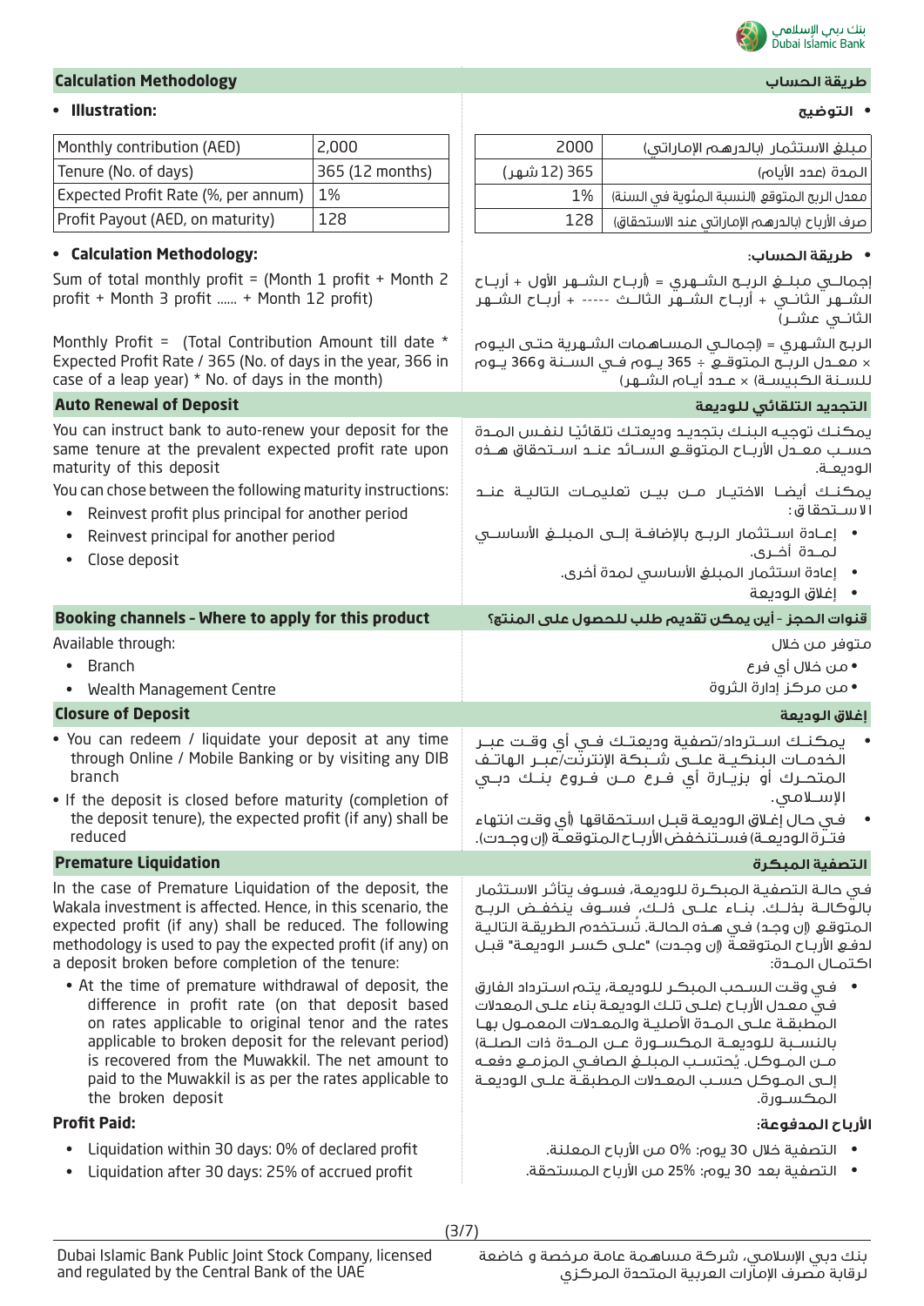## Calculation Methodology

## طريقة الحساب

- **Illustration:**

| Monthly contribution (AED) | 2,000 |
|---|---|
| Tenure (No. of days) | 365 (12 months) |
| Expected Profit Rate (%, per annum) | 1% |
| Profit Payout (AED, on maturity) | 128 |

- **التوضيح**

| مبلغ الاستثمار (بالدرهم الإماراتي) | 2000 |
|---|---|
| المدة (عدد الأيام) | 365 (12 شهر) |
| معدل الربح المتوقع (النسبة المئوية في السنة) | 1% |
| صرف الأرباح (بالدرهم الإماراتي عند الاستحقاق) | 128 |

- **Calculation Methodology:**

Sum of total monthly profit = (Month 1 profit + Month 2 profit + Month 3 profit ...... + Month 12 profit)

Monthly Profit = (Total Contribution Amount till date * Expected Profit Rate / 365 (No. of days in the year, 366 in case of a leap year) * No. of days in the month)

- **طريقة الحساب:**

إجمالي مبلغ الربح الشهري = (أرباح الشهر الأول + أرباح الشهر الثاني + أرباح الشهر الثالث ----- + أرباح الشهر الثاني عشر)

الربح الشهري = (إجمالي المساهمات الشهرية حتى اليوم × معدل الربح المتوقع ÷ 365 يوم في السنة و366 يوم للسنة الكبيسة) × عدد أيام الشهر)

## Auto Renewal of Deposit

## التجديد التلقائي للوديعة

You can instruct bank to auto-renew your deposit for the same tenure at the prevalent expected profit rate upon maturity of this deposit

You can chose between the following maturity instructions:

- Reinvest profit plus principal for another period
- Reinvest principal for another period
- Close deposit

يمكنك توجيه البنك بتجديد وديعتك تلقائيًا لنفس المدة حسب معدل الأرباح المتوقع السائد عند استحقاق هذه الوديعة.

يمكنك أيضا الاختيار من بين تعليمات التالية عند الاستحقاق:

- إعادة استثمار الربح بالإضافة إلى المبلغ الأساسي لمدة أخرى.
- إعادة استثمار المبلغ الأساسي لمدة أخرى.
- إغلاق الوديعة

## Booking channels - Where to apply for this product

## قنوات الحجز - أين يمكن تقديم طلب للحصول على المنتج؟

Available through:

- Branch
- Wealth Management Centre

متوفر من خلال

- من خلال أي فرع
- من مركز إدارة الثروة

## Closure of Deposit

## إغلاق الوديعة

- You can redeem / liquidate your deposit at any time through Online / Mobile Banking or by visiting any DIB branch
- If the deposit is closed before maturity (completion of the deposit tenure), the expected profit (if any) shall be reduced

- يمكنك استرداد/تصفية وديعتك في أي وقت عبر الخدمات البنكية على شبكة الإنترنت/عبر الهاتف المتحرك أو بزيارة أي فرع من فروع بنك دبي الإسلامي.
- في حال إغلاق الوديعة قبل استحقاقها (أي وقت انتهاء فترة الوديعة) فستنخفض الأرباح المتوقعة (إن وجدت).

## Premature Liquidation

## التصفية المبكرة

In the case of Premature Liquidation of the deposit, the Wakala investment is affected. Hence, in this scenario, the expected profit (if any) shall be reduced. The following methodology is used to pay the expected profit (if any) on a deposit broken before completion of the tenure:

- At the time of premature withdrawal of deposit, the difference in profit rate (on that deposit based on rates applicable to original tenor and the rates applicable to broken deposit for the relevant period) is recovered from the Muwakkil. The net amount to paid to the Muwakkil is as per the rates applicable to the broken deposit

في حالة التصفية المبكرة للوديعة، فسوف يتأثر الاستثمار بالوكالة بذلك. بناء على ذلك، فسوف ينخفض الربح المتوقع (إن وجد) في هذه الحالة. تُستخدم الطريقة التالية لدفع الأرباح المتوقعة (إن وجدت) "على كسر الوديعة" قبل اكتمال المدة:

- في وقت السحب المبكر للوديعة، يتم استرداد الفارق في معدل الأرباح (على تلك الوديعة بناء على المعدلات المطبقة على المدة الأصلية والمعدلات المعمول بها بالنسبة للوديعة المكسورة عن المدة ذات الصلة) من الموكل. يُحتسب المبلغ الصافي المزمع دفعه إلى الموكل حسب المعدلات المطبقة على الوديعة المكسورة.

**Profit Paid:**

- Liquidation within 30 days: 0% of declared profit
- Liquidation after 30 days: 25% of accrued profit

**الأرباح المدفوعة:**

- التصفية خلال 30 يوم: 0% من الأرباح المعلنة.
- التصفية بعد 30 يوم: 25% من الأرباح المستحقة.

Dubai Islamic Bank Public Joint Stock Company, licensed and regulated by the Central Bank of the UAE

بنك دبي الإسلامي، شركة مساهمة عامة مرخصة و خاضعة لرقابة مصرف الإمارات العربية المتحدة المركزي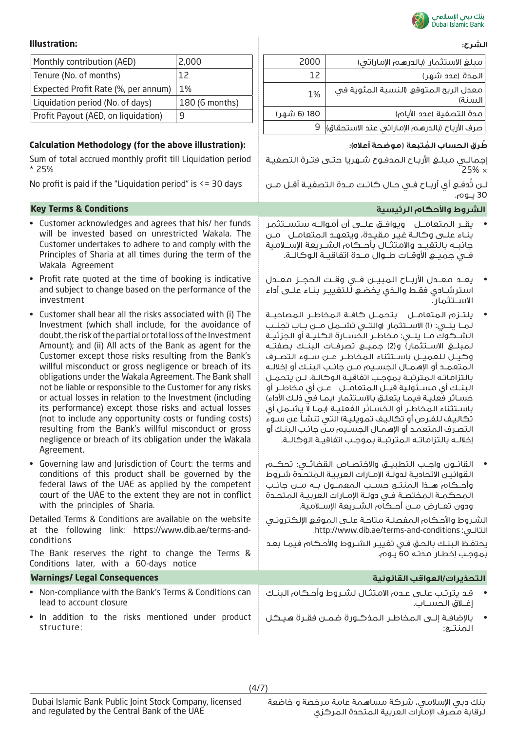## Illustration:

| Monthly contribution (AED) | 2,000 |
|---|---|
| Tenure (No. of months) | 12 |
| Expected Profit Rate (%, per annum) | 1% |
| Liquidation period (No. of days) | 180 (6 months) |
| Profit Payout (AED, on liquidation) | 9 |

### Calculation Methodology (for the above illustration):

Sum of total accrued monthly profit till Liquidation period * 25%

No profit is paid if the "Liquidation period" is <= 30 days

### Key Terms & Conditions

- Customer acknowledges and agrees that his/ her funds will be invested based on unrestricted Wakala. The Customer undertakes to adhere to and comply with the Principles of Sharia at all times during the term of the Wakala Agreement
- Profit rate quoted at the time of booking is indicative and subject to change based on the performance of the investment
- Customer shall bear all the risks associated with (i) The Investment (which shall include, for the avoidance of doubt, the risk of the partial or total loss of the Investment Amount); and (ii) All acts of the Bank as agent for the Customer except those risks resulting from the Bank's willful misconduct or gross negligence or breach of its obligations under the Wakala Agreement. The Bank shall not be liable or responsible to the Customer for any risks or actual losses in relation to the Investment (including its performance) except those risks and actual losses (not to include any opportunity costs or funding costs) resulting from the Bank's willful misconduct or gross negligence or breach of its obligation under the Wakala Agreement.
- Governing law and Jurisdiction of Court: the terms and conditions of this product shall be governed by the federal laws of the UAE as applied by the competent court of the UAE to the extent they are not in conflict with the principles of Sharia.

Detailed Terms & Conditions are available on the website at the following link: https://www.dib.ae/terms-and-conditions

The Bank reserves the right to change the Terms & Conditions later, with a 60-days notice

### Warnings/ Legal Consequences

- Non-compliance with the Bank's Terms & Conditions can lead to account closure
- In addition to the risks mentioned under product structure:

## الشرح:

| مبلغ الاستثمار (بالدرهم الإماراتي) | 2000 |
|---|---|
| المدة (عدد شهر) | 12 |
| معدل الربح المتوقع (النسبة المئوية في السنة) | 1% |
| مدة التصفية (عدد الأيام) | 180 (6 شهر) |
| صرف الأرباح (بالدرهم الإماراتي عند الاستحقاق) | 9 |

### طُرق الحساب المُتبعة (موضحة أعلاه):

إجمالي مبلغ الأرباح المدفوع شهريا حتى فترة التصفية × 25%

لن تُدفع أي أرباح في حال كانت مدة التصفية أقل من 30 يوم.

### الشروط والأحكام الرئيسية

- يقر المتعامل ويوافق على أن أمواله ستستثمر بناء على وكالة غير مقيدة، ويتعهد المتعامل من جانبه بالتقيد والامتثال بأحكام الشريعة الإسلامية في جميع الأوقات طوال مدة اتفاقية الوكالة.
- يعد معدل الأرباح المبين في وقت الحجز معدل استرشادي فقط والذي يخضع للتغيير بناء على أداء الاستثمار.
- يلتزم المتعامل بتحمل كافة المخاطر المصاحبة لما يلي: (1) الاستثمار (والتي تشمل من باب تجنب الشكوك ما يلي: مخاطر الخسارة الكلية أو الجزئية لمبلغ الاستثمار) و(2) جميع تصرفات البنك بصفته وكيل للعميل باستثناء المخاطر عن سوء التصرف المتعمد أو الإهمال الجسيم من جانب البنك أو إخلاله بالتزاماته المترتبة بموجب اتفاقية الوكالة. لن يتحمل البنك أي مسئولية قبل المتعامل عن أي مخاطر أو خسائر فعلية فيما يتعلق بالاستثمار (بما في ذلك الأداء) باستثناء المخاطر أو الخسائر الفعلية (بما لا يشمل أي تكاليف للفرص أو تكاليف تمويلية) التي تنشأ عن سوء التصرف المتعمد أو الإهمال الجسيم من جانب البنك أو إخلاله بالتزاماته المترتبة بموجب اتفاقية الوكالة.
- القانون واجب التطبيق والاختصاص القضائي: تحكم القوانين الاتحادية لدولة الإمارات العربية المتحدة شروط وأحكام هذا المنتج حسب المعمول به من جانب المحكمة المختصة في دولة الإمارات العربية المتحدة ودون تعارض من أحكام الشريعة الإسلامية.

الشروط والأحكام المفصلة متاحة على الموقع الإلكتروني التالي: http://www.dib.ae/terms-and-conditions.

يحتفظ البنك بالحق في تغيير الشروط والأحكام فيما بعد بموجب إخطار مدته 60 يوم.

### التحذيرات/العواقب القانونية

- قد يترتب على عدم الامتثال لشروط وأحكام البنك إغلاق الحساب.
- بالإضافة إلى المخاطر المذكورة ضمن فقرة هيكل المنتج: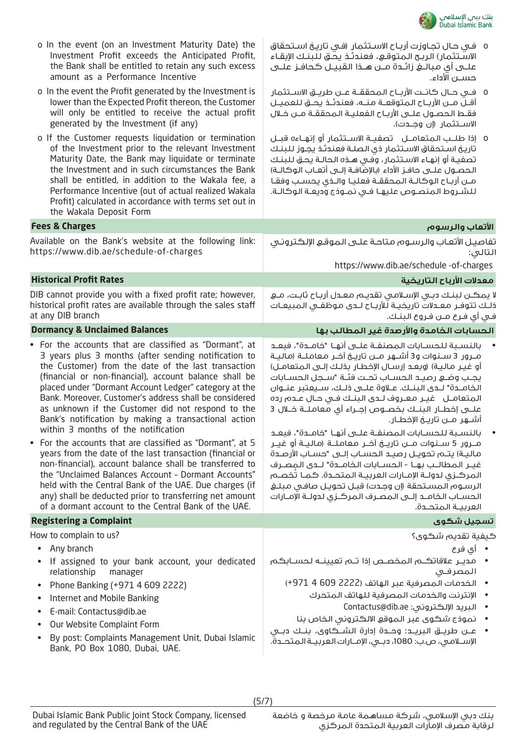- o In the event (on an Investment Maturity Date) the Investment Profit exceeds the Anticipated Profit, the Bank shall be entitled to retain any such excess amount as a Performance Incentive
- o In the event the Profit generated by the Investment is lower than the Expected Profit thereon, the Customer will only be entitled to receive the actual profit generated by the Investment (if any)
- o If the Customer requests liquidation or termination of the Investment prior to the relevant Investment Maturity Date, the Bank may liquidate or terminate the Investment and in such circumstances the Bank shall be entitled, in addition to the Wakala fee, a Performance Incentive (out of actual realized Wakala Profit) calculated in accordance with terms set out in the Wakala Deposit Form

- o فـي حـال تجـاوزت أربـاح الاسـتثمار (فـي تاريـخ اسـتحقاق الاسـتثمار) الربـح المتوقـع، فعندئـذ يحـق للبنـك الإبقـاء علـى أي مبالـغ زائـدة مـن هـذا القبيـل كحافـز علـى حسـن الأداء.
- o فـي حـال كانـت الأربـاح المحققـة عـن طريـق الاسـتثمار أقـل مـن الأربـاح المتوقعـة منـه، فعندئـذ يحـق للعميـل فقـط الحصـول علـى الأربـاح الفعليـة المحققـة مـن خـلال الاسـتثمار (إن وجـدت).
- o إذا طلـب المتعامـل تصفيـة الاسـتثمار أو إنهـاءه قبـل تاريـخ اسـتحقاق الاسـتثمار ذي الصلـة فعندئـذ يجـوز للبنـك تصفيـة أو إنهـاء الاسـتثمار، وفـي هـذه الحالـة يحـق للبنـك الحصـول علـى حافـز الأداء (بالإضافـة إلـى أتعـاب الوكالـة) مـن أربـاح الوكالـة المحققـة فعليـا والـذي يحسـب وفقـا للشـروط المنصـوص عليهـا فـي نمـوذج وديعـة الوكالـة.

## Fees & Charges

Available on the Bank's website at the following link: https://www.dib.ae/schedule-of-charges

## الأتعاب والرسوم

تفاصيـل الأتعـاب والرسـوم متاحـة علـى الموقـع الإلكترونـي التالـي:

https://www.dib.ae/schedule -of-charges

## Historical Profit Rates

DIB cannot provide you with a fixed profit rate; however, historical profit rates are available through the sales staff at any DIB branch

## معدلات الأرباح التاريخية

لا يمـكـن لبنـك دبـي الإسـلامي تقديـم معـدل أربـاح ثابـت، مـع ذلـك تتوفـر معـدلات تاريخيـة للأربـاح لـدى موظفـي المبيعـات فـي أي فـرع مـن فـروع البنـك.

## Dormancy & Unclaimed Balances

- For the accounts that are classified as "Dormant", at 3 years plus 3 months (after sending notification to the Customer) from the date of the last transaction (financial or non-financial), account balance shall be placed under "Dormant Account Ledger" category at the Bank. Moreover, Customer's address shall be considered as unknown if the Customer did not respond to the Bank's notification by making a transactional action within 3 months of the notification
- For the accounts that are classified as "Dormant", at 5 years from the date of the last transaction (financial or non-financial), account balance shall be transferred to the "Unclaimed Balances Account – Dormant Accounts" held with the Central Bank of the UAE. Due charges (if any) shall be deducted prior to transferring net amount of a dormant account to the Central Bank of the UAE.

## الحسابات الخامدة والأرصدة غير المطالب بها

- بالنسـبة للحسـابات المصنفـة علـى أنهـا "خامـدة"، فبعـد مـرور 3 سـنوات و3 أشـهر مـن تاريـخ آخـر معاملـة (ماليـة أو غيـر ماليـة) (وبعـد إرسـال الإخطـار بذلـك إلـى المتعامـل) يجـب وضـع رصيـد الحسـاب تحـت فئـة "سـجل الحسـابات الخامـدة" لـدى البنـك. عـلاوة علـى ذلـك، سـيعتبر عنـوان المتعامـل غيـر معـروف لـدى البنـك فـي حـال عـدم ردّه علـى إخطـار البنـك بخصـوص إجـراء أي معاملـة خـلال 3 أشـهر مـن تاريـخ الإخطـار.
- بالنسـبة للحسـابات المصنفـة علـى أنهـا "خامـدة"، فبعـد مـرور 5 سـنوات مـن تاريـخ آخـر معاملـة (ماليـة أو غيـر ماليـة) يتـم تحويـل رصيـد الحسـاب إلـى "حسـاب الأرصـدة غيـر المطالـب بهـا – الحسـابات الخامـدة" لـدى المصـرف المركـزي لدولـة الإمـارات العربيـة المتحـدة. كمـا تُخصـم الرسـوم المسـتحقة (إن وجـدت) قبـل تحويـل صافـي مبلـغ الحسـاب الخامـد إلـى المصـرف المركـزي لدولـة الإمـارات العربيـة المتحـدة.

## Registering a Complaint

How to complain to us?

- Any branch
- If assigned to your bank account, your dedicated relationship manager
- Phone Banking (+971 4 609 2222)
- Internet and Mobile Banking
- E-mail: Contactus@dib.ae
- Our Website Complaint Form
- By post: Complaints Management Unit, Dubai Islamic Bank, PO Box 1080, Dubai, UAE.

## تسجيل شكوى

كيفية تقديم شكوى؟

- أي فرع
- مديـر علاقاتكـم المخصـص إذا تـم تعيينـه لحسـابكم المصرفـي
- الخدمات المصرفية عبر الهاتف (2222 609 4 971+)
- الإنترنت والخدمات المصرفية للهاتف المتحرك
- البريد الإلكتروني: Contactus@dib.ae
- نموذج شكوى عبر الموقع الالكتروني الخاص بنا
- عـن طريـق البريـد: وحـدة إدارة الشـكاوى، بنـك دبـي الإسـلامي، ص.ب: 1080، دبـي، الإمـارات العربيـة المتحـدة.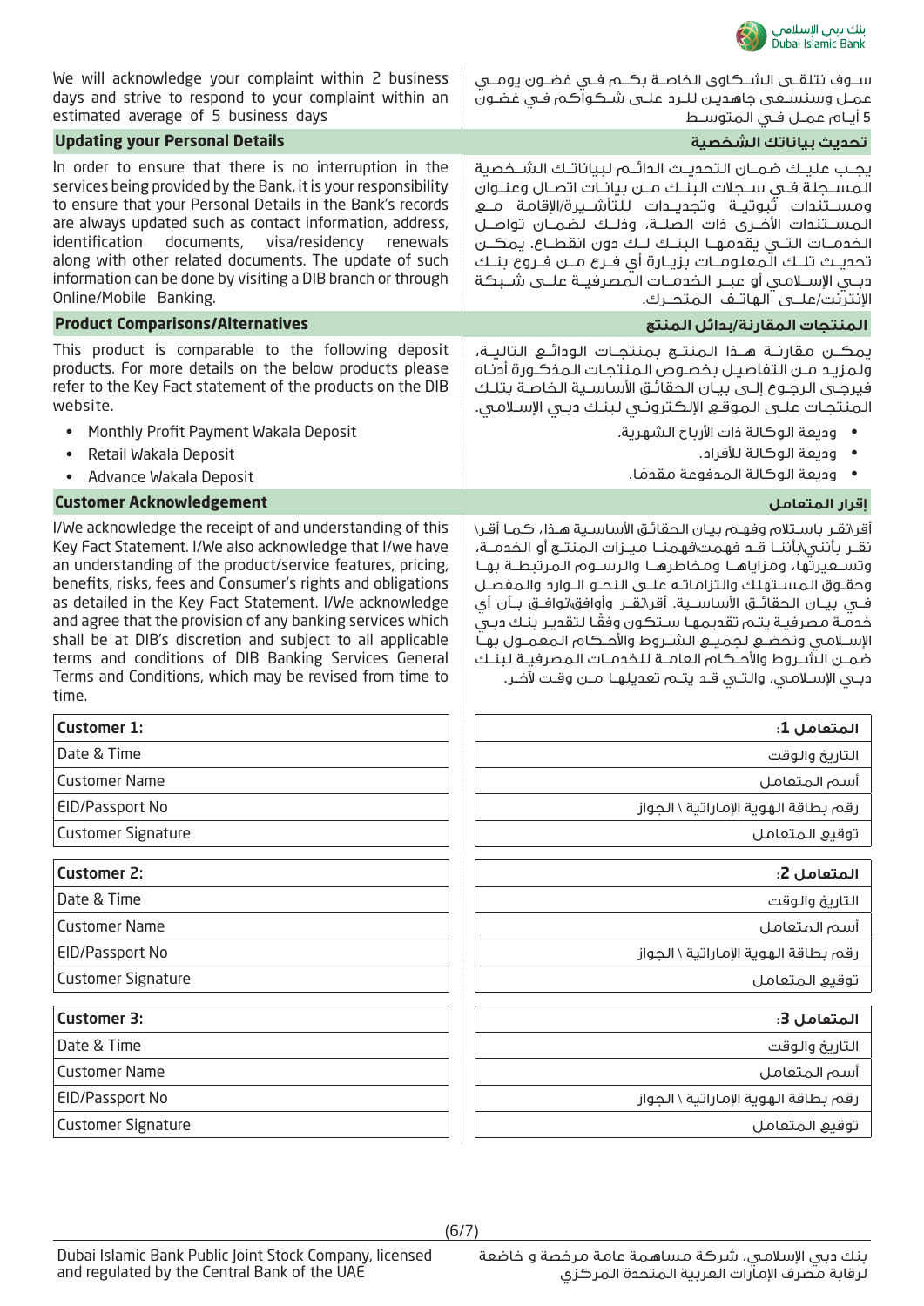We will acknowledge your complaint within 2 business days and strive to respond to your complaint within an estimated average of 5 business days

سـوف نتلقـى الشـكاوى الخاصـة بكـم فـي غضـون يومـي عمـل وسنسـعى جاهديـن للـرد علـى شـكواكم فـي غضـون 5 أيام عمـل فـي المتوسـط

## Updating your Personal Details

## تحديث بياناتك الشخصية

In order to ensure that there is no interruption in the services being provided by the Bank, it is your responsibility to ensure that your Personal Details in the Bank's records are always updated such as contact information, address, identification documents, visa/residency renewals along with other related documents. The update of such information can be done by visiting a DIB branch or through Online/Mobile Banking.

يجـب عليـك ضمـان التحديـث الدائـم لبياناتـك الشـخصية المسـجلة فـي سـجلات البنـك مـن بيانـات اتصال وعنـوان ومسـتندات ثبوتيـة وتجديـدات للتأشـيرة/الإقامة مـع المسـتندات الأخـرى ذات الصلـة، وذلـك لضمـان تواصـل الخدمـات التـي يقدمهـا البنـك لـك دون انقطـاع. يمكـن تحديـث تلـك المعلومـات بزيـارة أي فـرع مـن فـروع بنـك دبـي الإسـلامي أو عبـر الخدمـات المصرفيـة علـى شـبكة الإنترنت/علـى الهاتـف المتحـرك.

## Product Comparisons/Alternatives

## المنتجات المقارنة/بدائل المنتج

This product is comparable to the following deposit products. For more details on the below products please refer to the Key Fact statement of the products on the DIB website.

- Monthly Profit Payment Wakala Deposit
- Retail Wakala Deposit
- Advance Wakala Deposit

يمكـن مقارنـة هـذا المنتـج بمنتجـات الودائـع التاليـة، ولمزيـد مـن التفاصيـل بخصـوص المنتجـات المذكـورة أدنـاه فيرجـى الرجـوع إلـى بيـان الحقائـق الأساسـية الخاصـة بتلـك المنتجـات علـى الموقـع الإلكتـروني لبنـك دبـي الإسـلامي.

- وديعة الوكالة ذات الأرباح الشهرية.
- وديعة الوكالة للأفراد.
- وديعة الوكالة المدفوعة مقدمًا.

## Customer Acknowledgement

## إقرار المتعامل

I/We acknowledge the receipt of and understanding of this Key Fact Statement. I/We also acknowledge that I/we have an understanding of the product/service features, pricing, benefits, risks, fees and Consumer's rights and obligations as detailed in the Key Fact Statement. I/We acknowledge and agree that the provision of any banking services which shall be at DIB's discretion and subject to all applicable terms and conditions of DIB Banking Services General Terms and Conditions, which may be revised from time to time.

أقر\نقـر باسـتلام وفهـم بيـان الحقائـق الأساسـية هـذا، كمـا أقـر\نقـر بأنني\بأننـا قـد فهمت\فهمنـا ميـزات المنتـج أو الخدمـة، وتسـعيرتها، ومزاياهـا ومخاطرهـا والرسـوم المرتبطـة بهـا وحقـوق المسـتهلك والتزاماتـه علـى النحـو الـوارد والمفصـل فـي بيـان الحقائـق الأساسـية. أقر\نقـر وأوافق\نوافـق بـأن أي خدمـة مصرفيـة يتـم تقديمهـا سـتكون وفقًا لتقديـر بنـك دبـي الإسـلامي وتخضـع لجميـع الشـروط والأحـكام المعمـول بهـا ضمـن الشـروط والأحـكام العامـة للخدمـات المصرفيـة لبنـك دبـي الإسـلامي، والتـي قـد يتـم تعديلهـا مـن وقـت لآخـر.

| Customer 1: | المتعامل 1: |
|---|---|
| Date & Time | التاريخ والوقت |
| Customer Name | أسم المتعامل |
| EID/Passport No | رقم بطاقة الهوية الإماراتية \ الجواز |
| Customer Signature | توقيع المتعامل |

| Customer 2: | المتعامل 2: |
|---|---|
| Date & Time | التاريخ والوقت |
| Customer Name | أسم المتعامل |
| EID/Passport No | رقم بطاقة الهوية الإماراتية \ الجواز |
| Customer Signature | توقيع المتعامل |

| Customer 3: | المتعامل 3: |
|---|---|
| Date & Time | التاريخ والوقت |
| Customer Name | أسم المتعامل |
| EID/Passport No | رقم بطاقة الهوية الإماراتية \ الجواز |
| Customer Signature | توقيع المتعامل |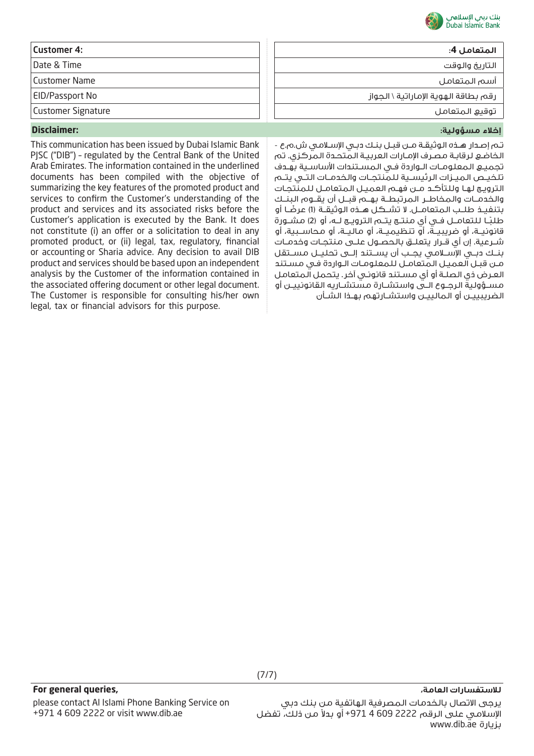| Customer 4: | المتعامل 4: |
| --- | --- |
| Date & Time | التاريخ والوقت |
| Customer Name | أسم المتعامل |
| EID/Passport No | رقم بطاقة الهوية الإماراتية \ الجواز |
| Customer Signature | توقيع المتعامل |

**Disclaimer:**

This communication has been issued by Dubai Islamic Bank PJSC ("DIB") – regulated by the Central Bank of the United Arab Emirates. The information contained in the underlined documents has been compiled with the objective of summarizing the key features of the promoted product and services to confirm the Customer's understanding of the product and services and its associated risks before the Customer's application is executed by the Bank. It does not constitute (i) an offer or a solicitation to deal in any promoted product, or (ii) legal, tax, regulatory, financial or accounting or Sharia advice. Any decision to avail DIB product and services should be based upon an independent analysis by the Customer of the information contained in the associated offering document or other legal document. The Customer is responsible for consulting his/her own legal, tax or financial advisors for this purpose.

**إخلاء مسؤولية:**

تم إصدار هذه الوثيقة من قبل بنك دبي الإسلامي ش.م.ع - الخاضع لرقابة مصرف الإمارات العربية المتحدة المركزي. تم تجميع المعلومات الواردة في المستندات الأساسية بهدف تلخيص الميزات الرئيسية للمنتجات والخدمات التي يتم الترويج لها وللتأكد من فهم العميل المتعامل للمنتجات والخدمات والمخاطر المرتبطة بهم قبل أن يقوم البنك بتنفيذ طلب المتعامل. لا تشكل هذه الوثيقة (1) عرضًا أو طلبًا للتعامل في أي منتج يتم الترويج له، أو (2) مشورة قانونية، أو ضريبية، أو تنظيمية، أو مالية، أو محاسبية، أو شرعية. إن أي قرار يتعلق بالحصول على منتجات وخدمات بنك دبي الإسلامي يجب أن يستند إلى تحليل مستقل من قبل العميل المتعامل للمعلومات الواردة في مستند العرض ذي الصلة أو أي مستند قانوني آخر. يتحمل المتعامل مسؤولية الرجوع الى واستشارة مستشاريه القانونيين أو الضريبيين أو الماليين واستشارتهم بهذا الشأن

**For general queries,**

please contact Al Islami Phone Banking Service on +971 4 609 2222 or visit www.dib.ae

**للاستفسارات العامة،**

يرجى الاتصال بالخدمات المصرفية الهاتفية من بنك دبي الإسلامي على الرقم 2222 609 4 971+ أو بدلاً من ذلك، تفضل بزيارة www.dib.ae